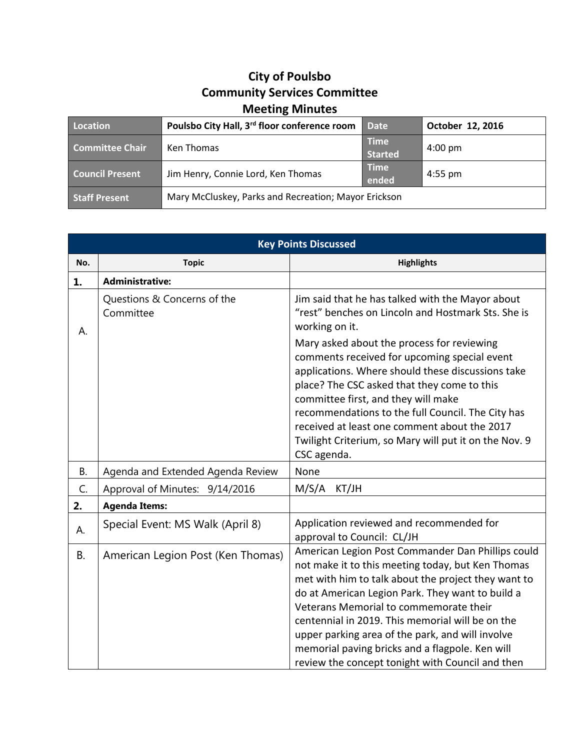# City of Poulsbo
# Community Services Committee
# Meeting Minutes

| Location | Poulsbo City Hall, 3rd floor conference room | Date | October 12, 2016 |
|---|---|---|---|
| Committee Chair | Ken Thomas | Time Started | 4:00 pm |
| Council Present | Jim Henry, Connie Lord, Ken Thomas | Time ended | 4:55 pm |
| Staff Present | Mary McCluskey, Parks and Recreation; Mayor Erickson | | |

| Key Points Discussed | | |
|---|---|---|
| **No.** | **Topic** | **Highlights** |
| **1.** | **Administrative:** | |
| A. | Questions & Concerns of the Committee | Jim said that he has talked with the Mayor about "rest" benches on Lincoln and Hostmark Sts. She is working on it. Mary asked about the process for reviewing comments received for upcoming special event applications. Where should these discussions take place? The CSC asked that they come to this committee first, and they will make recommendations to the full Council. The City has received at least one comment about the 2017 Twilight Criterium, so Mary will put it on the Nov. 9 CSC agenda. |
| B. | Agenda and Extended Agenda Review | None |
| C. | Approval of Minutes: 9/14/2016 | M/S/A KT/JH |
| **2.** | **Agenda Items:** | |
| A. | Special Event: MS Walk (April 8) | Application reviewed and recommended for approval to Council: CL/JH |
| B. | American Legion Post (Ken Thomas) | American Legion Post Commander Dan Phillips could not make it to this meeting today, but Ken Thomas met with him to talk about the project they want to do at American Legion Park. They want to build a Veterans Memorial to commemorate their centennial in 2019. This memorial will be on the upper parking area of the park, and will involve memorial paving bricks and a flagpole. Ken will review the concept tonight with Council and then |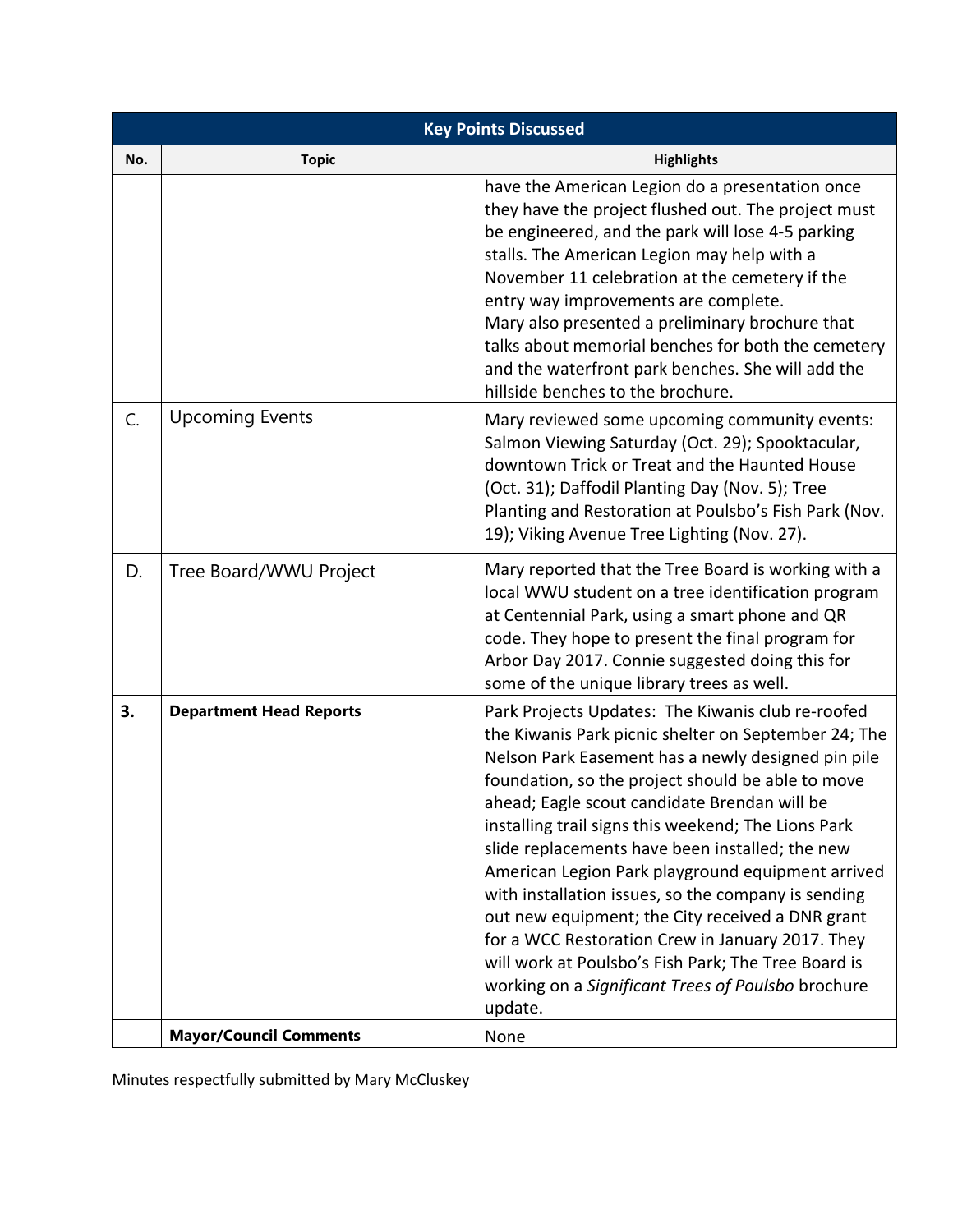| Key Points Discussed | | |
|---|---|---|
| **No.** | **Topic** | **Highlights** |
| | | have the American Legion do a presentation once they have the project flushed out. The project must be engineered, and the park will lose 4-5 parking stalls. The American Legion may help with a November 11 celebration at the cemetery if the entry way improvements are complete.<br>Mary also presented a preliminary brochure that talks about memorial benches for both the cemetery and the waterfront park benches. She will add the hillside benches to the brochure. |
| C. | Upcoming Events | Mary reviewed some upcoming community events: Salmon Viewing Saturday (Oct. 29); Spooktacular, downtown Trick or Treat and the Haunted House (Oct. 31); Daffodil Planting Day (Nov. 5); Tree Planting and Restoration at Poulsbo's Fish Park (Nov. 19); Viking Avenue Tree Lighting (Nov. 27). |
| D. | Tree Board/WWU Project | Mary reported that the Tree Board is working with a local WWU student on a tree identification program at Centennial Park, using a smart phone and QR code. They hope to present the final program for Arbor Day 2017. Connie suggested doing this for some of the unique library trees as well. |
| **3.** | **Department Head Reports** | Park Projects Updates: The Kiwanis club re-roofed the Kiwanis Park picnic shelter on September 24; The Nelson Park Easement has a newly designed pin pile foundation, so the project should be able to move ahead; Eagle scout candidate Brendan will be installing trail signs this weekend; The Lions Park slide replacements have been installed; the new American Legion Park playground equipment arrived with installation issues, so the company is sending out new equipment; the City received a DNR grant for a WCC Restoration Crew in January 2017. They will work at Poulsbo's Fish Park; The Tree Board is working on a *Significant Trees of Poulsbo* brochure update. |
| | **Mayor/Council Comments** | None |

Minutes respectfully submitted by Mary McCluskey